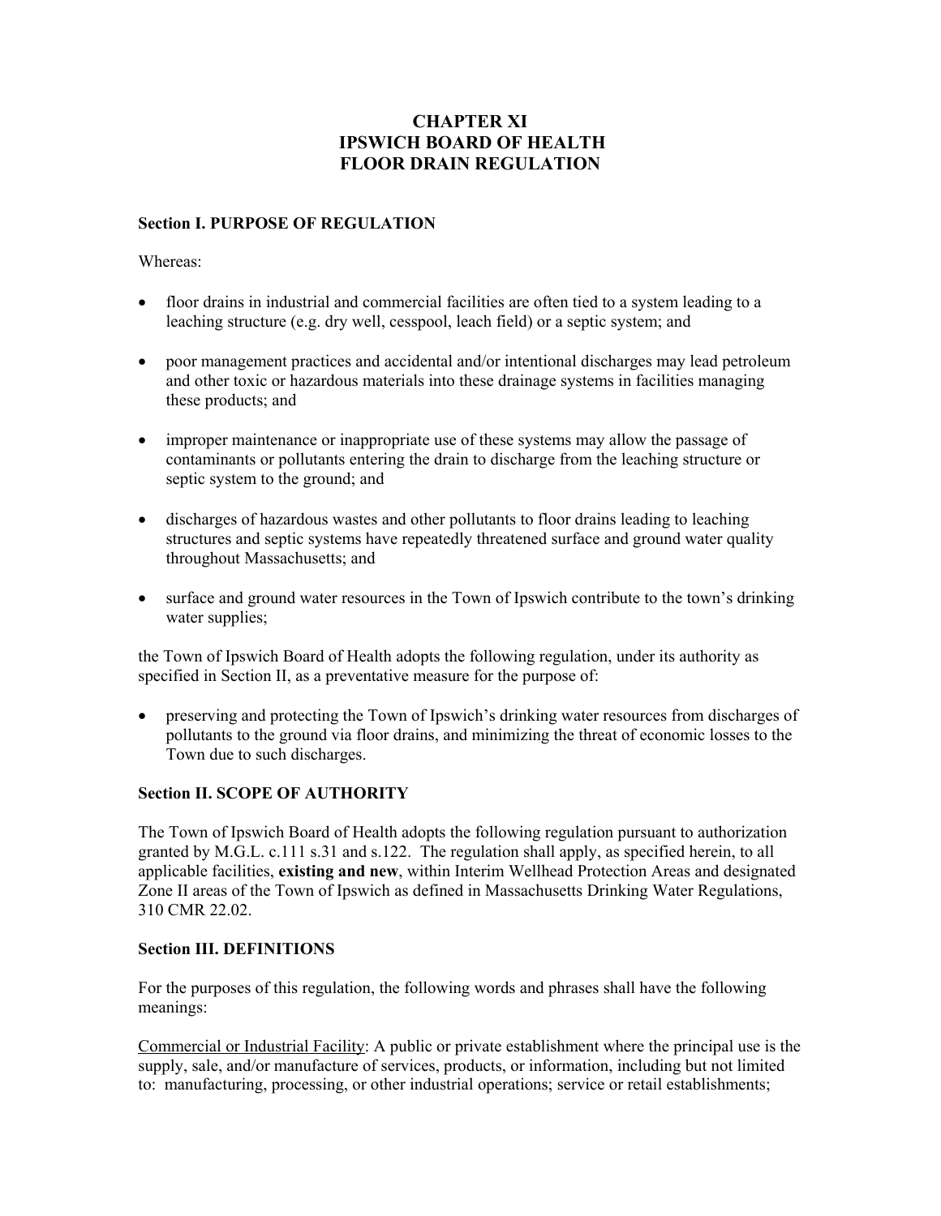# CHAPTER XI
# IPSWICH BOARD OF HEALTH
# FLOOR DRAIN REGULATION

**Section I. PURPOSE OF REGULATION**

Whereas:

- floor drains in industrial and commercial facilities are often tied to a system leading to a leaching structure (e.g. dry well, cesspool, leach field) or a septic system; and
- poor management practices and accidental and/or intentional discharges may lead petroleum and other toxic or hazardous materials into these drainage systems in facilities managing these products; and
- improper maintenance or inappropriate use of these systems may allow the passage of contaminants or pollutants entering the drain to discharge from the leaching structure or septic system to the ground; and
- discharges of hazardous wastes and other pollutants to floor drains leading to leaching structures and septic systems have repeatedly threatened surface and ground water quality throughout Massachusetts; and
- surface and ground water resources in the Town of Ipswich contribute to the town's drinking water supplies;

the Town of Ipswich Board of Health adopts the following regulation, under its authority as specified in Section II, as a preventative measure for the purpose of:

- preserving and protecting the Town of Ipswich's drinking water resources from discharges of pollutants to the ground via floor drains, and minimizing the threat of economic losses to the Town due to such discharges.

**Section II. SCOPE OF AUTHORITY**

The Town of Ipswich Board of Health adopts the following regulation pursuant to authorization granted by M.G.L. c.111 s.31 and s.122. The regulation shall apply, as specified herein, to all applicable facilities, **existing and new**, within Interim Wellhead Protection Areas and designated Zone II areas of the Town of Ipswich as defined in Massachusetts Drinking Water Regulations, 310 CMR 22.02.

**Section III. DEFINITIONS**

For the purposes of this regulation, the following words and phrases shall have the following meanings:

<u>Commercial or Industrial Facility</u>: A public or private establishment where the principal use is the supply, sale, and/or manufacture of services, products, or information, including but not limited to: manufacturing, processing, or other industrial operations; service or retail establishments;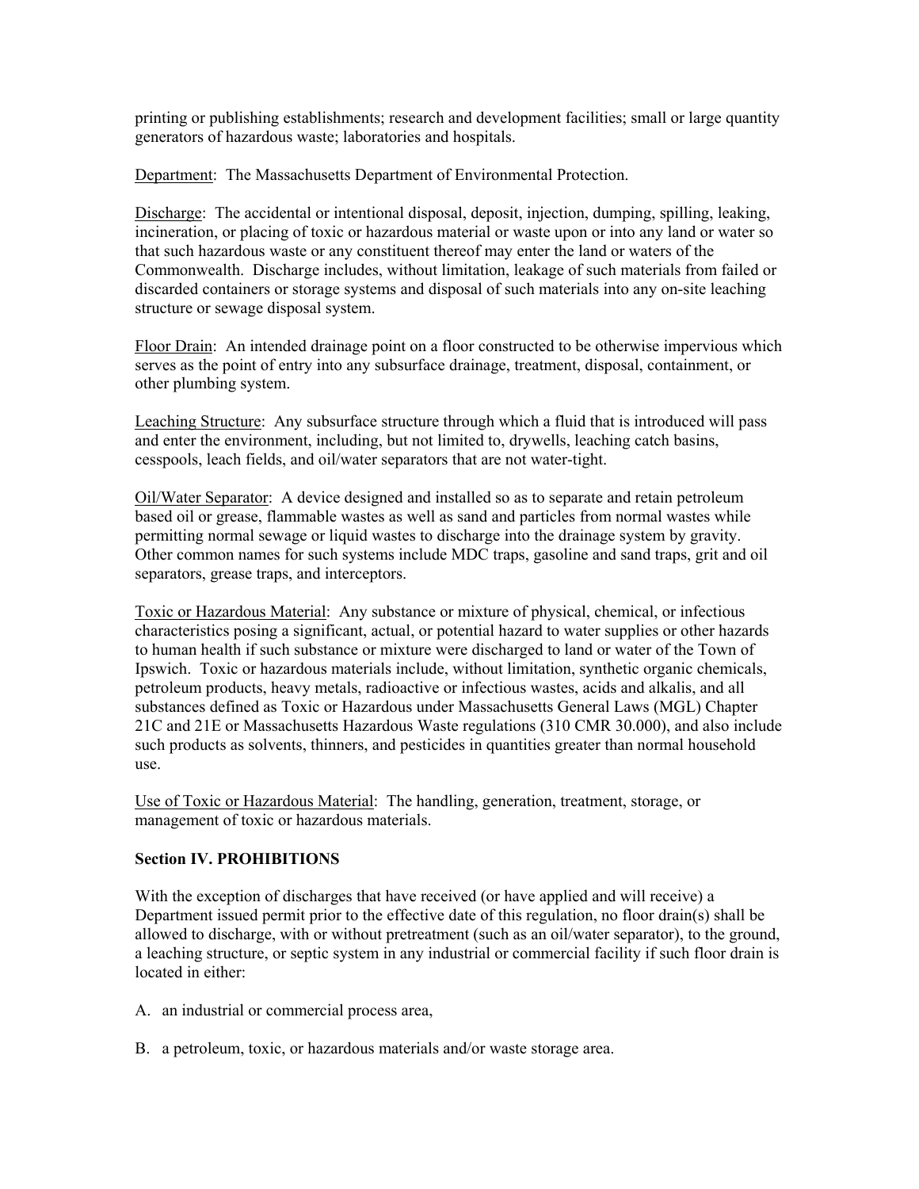printing or publishing establishments; research and development facilities; small or large quantity generators of hazardous waste; laboratories and hospitals.

Department: The Massachusetts Department of Environmental Protection.

Discharge: The accidental or intentional disposal, deposit, injection, dumping, spilling, leaking, incineration, or placing of toxic or hazardous material or waste upon or into any land or water so that such hazardous waste or any constituent thereof may enter the land or waters of the Commonwealth. Discharge includes, without limitation, leakage of such materials from failed or discarded containers or storage systems and disposal of such materials into any on-site leaching structure or sewage disposal system.

Floor Drain: An intended drainage point on a floor constructed to be otherwise impervious which serves as the point of entry into any subsurface drainage, treatment, disposal, containment, or other plumbing system.

Leaching Structure: Any subsurface structure through which a fluid that is introduced will pass and enter the environment, including, but not limited to, drywells, leaching catch basins, cesspools, leach fields, and oil/water separators that are not water-tight.

Oil/Water Separator: A device designed and installed so as to separate and retain petroleum based oil or grease, flammable wastes as well as sand and particles from normal wastes while permitting normal sewage or liquid wastes to discharge into the drainage system by gravity. Other common names for such systems include MDC traps, gasoline and sand traps, grit and oil separators, grease traps, and interceptors.

Toxic or Hazardous Material: Any substance or mixture of physical, chemical, or infectious characteristics posing a significant, actual, or potential hazard to water supplies or other hazards to human health if such substance or mixture were discharged to land or water of the Town of Ipswich. Toxic or hazardous materials include, without limitation, synthetic organic chemicals, petroleum products, heavy metals, radioactive or infectious wastes, acids and alkalis, and all substances defined as Toxic or Hazardous under Massachusetts General Laws (MGL) Chapter 21C and 21E or Massachusetts Hazardous Waste regulations (310 CMR 30.000), and also include such products as solvents, thinners, and pesticides in quantities greater than normal household use.

Use of Toxic or Hazardous Material: The handling, generation, treatment, storage, or management of toxic or hazardous materials.

**Section IV. PROHIBITIONS**

With the exception of discharges that have received (or have applied and will receive) a Department issued permit prior to the effective date of this regulation, no floor drain(s) shall be allowed to discharge, with or without pretreatment (such as an oil/water separator), to the ground, a leaching structure, or septic system in any industrial or commercial facility if such floor drain is located in either:

A. an industrial or commercial process area,

B. a petroleum, toxic, or hazardous materials and/or waste storage area.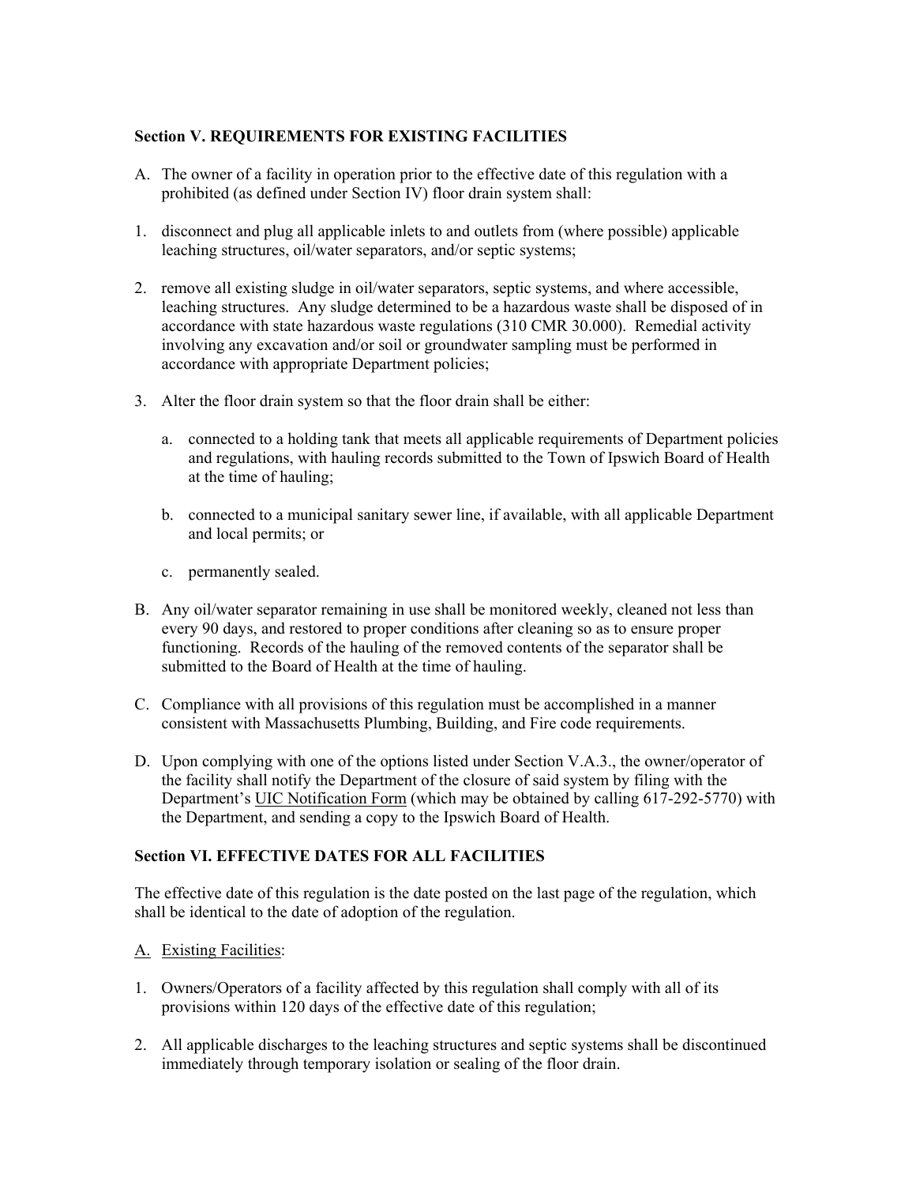**Section V. REQUIREMENTS FOR EXISTING FACILITIES**

A. The owner of a facility in operation prior to the effective date of this regulation with a prohibited (as defined under Section IV) floor drain system shall:

1. disconnect and plug all applicable inlets to and outlets from (where possible) applicable leaching structures, oil/water separators, and/or septic systems;

2. remove all existing sludge in oil/water separators, septic systems, and where accessible, leaching structures. Any sludge determined to be a hazardous waste shall be disposed of in accordance with state hazardous waste regulations (310 CMR 30.000). Remedial activity involving any excavation and/or soil or groundwater sampling must be performed in accordance with appropriate Department policies;

3. Alter the floor drain system so that the floor drain shall be either:

   a. connected to a holding tank that meets all applicable requirements of Department policies and regulations, with hauling records submitted to the Town of Ipswich Board of Health at the time of hauling;

   b. connected to a municipal sanitary sewer line, if available, with all applicable Department and local permits; or

   c. permanently sealed.

B. Any oil/water separator remaining in use shall be monitored weekly, cleaned not less than every 90 days, and restored to proper conditions after cleaning so as to ensure proper functioning. Records of the hauling of the removed contents of the separator shall be submitted to the Board of Health at the time of hauling.

C. Compliance with all provisions of this regulation must be accomplished in a manner consistent with Massachusetts Plumbing, Building, and Fire code requirements.

D. Upon complying with one of the options listed under Section V.A.3., the owner/operator of the facility shall notify the Department of the closure of said system by filing with the Department's UIC Notification Form (which may be obtained by calling 617-292-5770) with the Department, and sending a copy to the Ipswich Board of Health.

**Section VI. EFFECTIVE DATES FOR ALL FACILITIES**

The effective date of this regulation is the date posted on the last page of the regulation, which shall be identical to the date of adoption of the regulation.

A. Existing Facilities:

1. Owners/Operators of a facility affected by this regulation shall comply with all of its provisions within 120 days of the effective date of this regulation;

2. All applicable discharges to the leaching structures and septic systems shall be discontinued immediately through temporary isolation or sealing of the floor drain.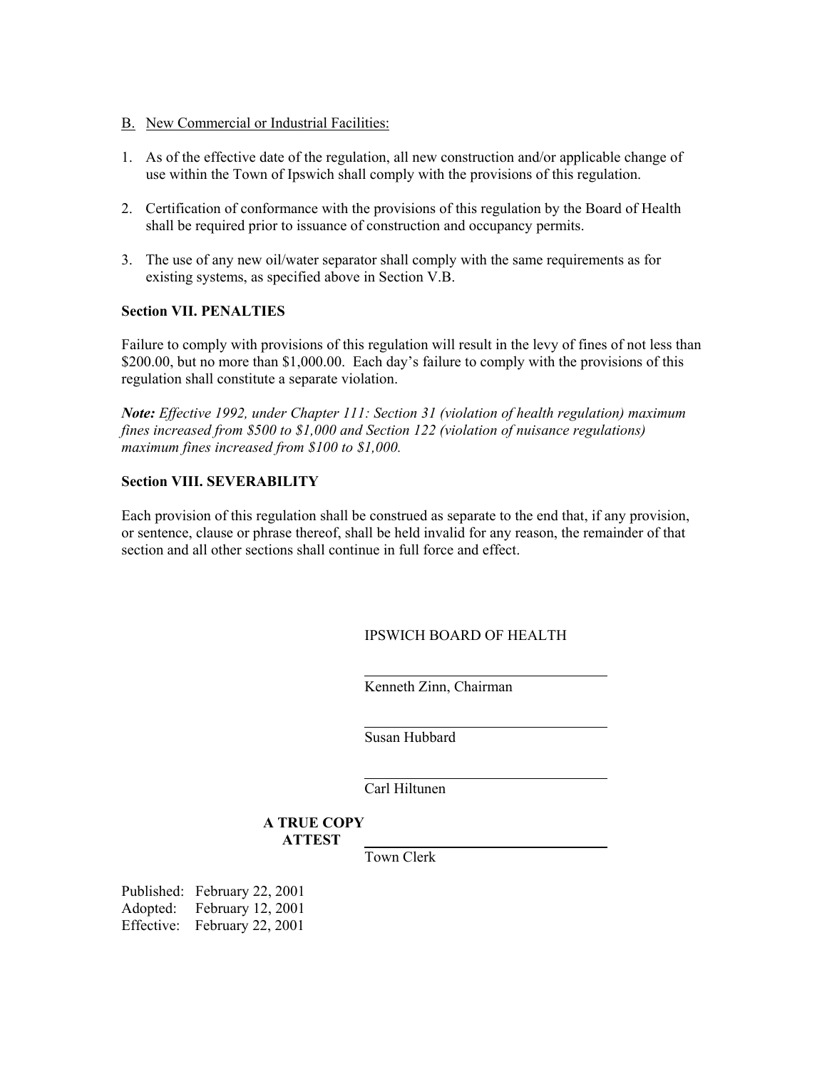B. <u>New Commercial or Industrial Facilities:</u>

1. As of the effective date of the regulation, all new construction and/or applicable change of use within the Town of Ipswich shall comply with the provisions of this regulation.

2. Certification of conformance with the provisions of this regulation by the Board of Health shall be required prior to issuance of construction and occupancy permits.

3. The use of any new oil/water separator shall comply with the same requirements as for existing systems, as specified above in Section V.B.

**Section VII. PENALTIES**

Failure to comply with provisions of this regulation will result in the levy of fines of not less than $200.00, but no more than $1,000.00. Each day's failure to comply with the provisions of this regulation shall constitute a separate violation.

***Note:*** *Effective 1992, under Chapter 111: Section 31 (violation of health regulation) maximum fines increased from $500 to $1,000 and Section 122 (violation of nuisance regulations) maximum fines increased from $100 to $1,000.*

**Section VIII. SEVERABILITY**

Each provision of this regulation shall be construed as separate to the end that, if any provision, or sentence, clause or phrase thereof, shall be held invalid for any reason, the remainder of that section and all other sections shall continue in full force and effect.

IPSWICH BOARD OF HEALTH

\_\_\_\_\_\_\_\_\_\_\_\_\_\_\_\_\_\_\_\_\_\_\_\_\_\_\_\_\_\_
Kenneth Zinn, Chairman

\_\_\_\_\_\_\_\_\_\_\_\_\_\_\_\_\_\_\_\_\_\_\_\_\_\_\_\_\_\_
Susan Hubbard

\_\_\_\_\_\_\_\_\_\_\_\_\_\_\_\_\_\_\_\_\_\_\_\_\_\_\_\_\_\_
Carl Hiltunen

**A TRUE COPY ATTEST** \_\_\_\_\_\_\_\_\_\_\_\_\_\_\_\_\_\_\_\_\_\_\_\_\_\_\_\_\_\_
Town Clerk

Published: February 22, 2001
Adopted: February 12, 2001
Effective: February 22, 2001